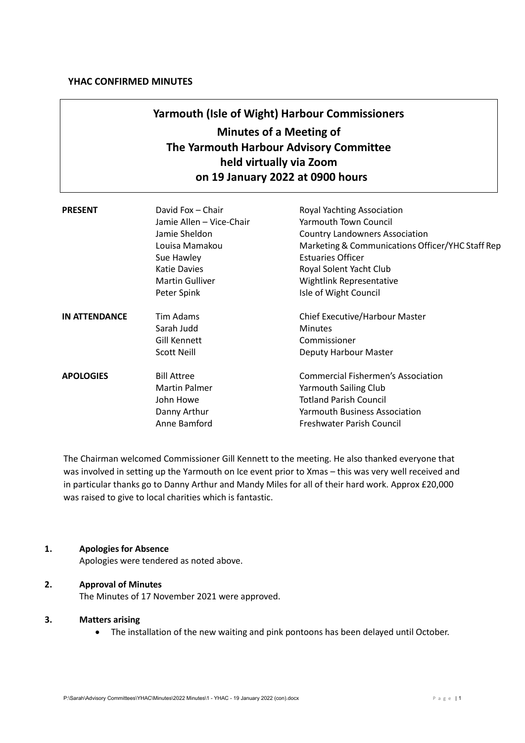**YHAC CONFIRMED MINUTES**

# Yarmouth (Isle of Wight) Harbour Commissioners

## Minutes of a Meeting of The Yarmouth Harbour Advisory Committee held virtually via Zoom on 19 January 2022 at 0900 hours

| | | |
|---|---|---|
| **PRESENT** | David Fox – Chair | Royal Yachting Association |
| | Jamie Allen – Vice-Chair | Yarmouth Town Council |
| | Jamie Sheldon | Country Landowners Association |
| | Louisa Mamakou | Marketing & Communications Officer/YHC Staff Rep |
| | Sue Hawley | Estuaries Officer |
| | Katie Davies | Royal Solent Yacht Club |
| | Martin Gulliver | Wightlink Representative |
| | Peter Spink | Isle of Wight Council |
| **IN ATTENDANCE** | Tim Adams | Chief Executive/Harbour Master |
| | Sarah Judd | Minutes |
| | Gill Kennett | Commissioner |
| | Scott Neill | Deputy Harbour Master |
| **APOLOGIES** | Bill Attree | Commercial Fishermen's Association |
| | Martin Palmer | Yarmouth Sailing Club |
| | John Howe | Totland Parish Council |
| | Danny Arthur | Yarmouth Business Association |
| | Anne Bamford | Freshwater Parish Council |

The Chairman welcomed Commissioner Gill Kennett to the meeting. He also thanked everyone that was involved in setting up the Yarmouth on Ice event prior to Xmas – this was very well received and in particular thanks go to Danny Arthur and Mandy Miles for all of their hard work. Approx £20,000 was raised to give to local charities which is fantastic.

**1. Apologies for Absence**

Apologies were tendered as noted above.

**2. Approval of Minutes**

The Minutes of 17 November 2021 were approved.

**3. Matters arising**

- The installation of the new waiting and pink pontoons has been delayed until October.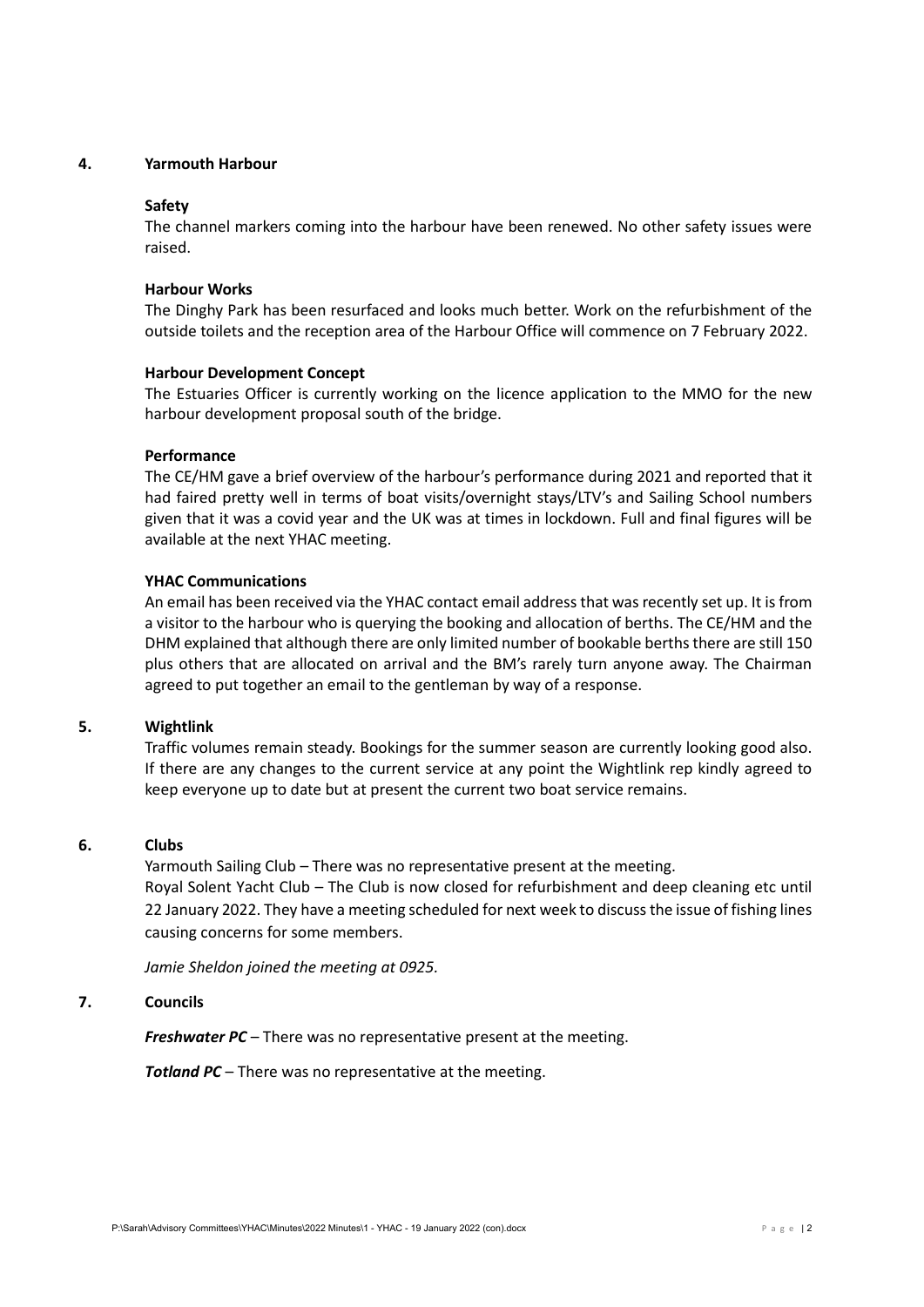## 4. Yarmouth Harbour

**Safety**

The channel markers coming into the harbour have been renewed. No other safety issues were raised.

**Harbour Works**

The Dinghy Park has been resurfaced and looks much better. Work on the refurbishment of the outside toilets and the reception area of the Harbour Office will commence on 7 February 2022.

**Harbour Development Concept**

The Estuaries Officer is currently working on the licence application to the MMO for the new harbour development proposal south of the bridge.

**Performance**

The CE/HM gave a brief overview of the harbour's performance during 2021 and reported that it had faired pretty well in terms of boat visits/overnight stays/LTV's and Sailing School numbers given that it was a covid year and the UK was at times in lockdown. Full and final figures will be available at the next YHAC meeting.

**YHAC Communications**

An email has been received via the YHAC contact email address that was recently set up. It is from a visitor to the harbour who is querying the booking and allocation of berths. The CE/HM and the DHM explained that although there are only limited number of bookable berths there are still 150 plus others that are allocated on arrival and the BM's rarely turn anyone away. The Chairman agreed to put together an email to the gentleman by way of a response.

## 5. Wightlink

Traffic volumes remain steady. Bookings for the summer season are currently looking good also. If there are any changes to the current service at any point the Wightlink rep kindly agreed to keep everyone up to date but at present the current two boat service remains.

## 6. Clubs

Yarmouth Sailing Club – There was no representative present at the meeting.

Royal Solent Yacht Club – The Club is now closed for refurbishment and deep cleaning etc until 22 January 2022. They have a meeting scheduled for next week to discuss the issue of fishing lines causing concerns for some members.

*Jamie Sheldon joined the meeting at 0925.*

## 7. Councils

***Freshwater PC*** – There was no representative present at the meeting.

***Totland PC*** – There was no representative at the meeting.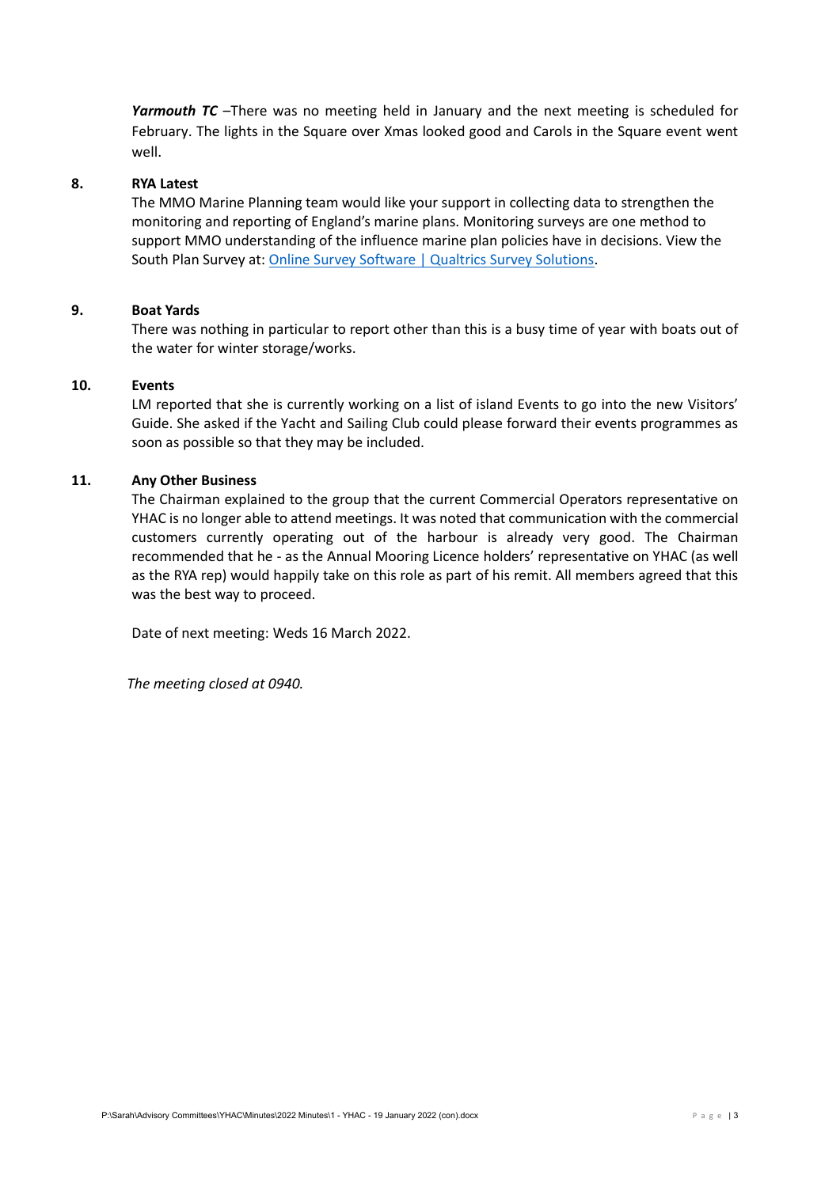***Yarmouth TC*** –There was no meeting held in January and the next meeting is scheduled for February. The lights in the Square over Xmas looked good and Carols in the Square event went well.

**8. RYA Latest**

The MMO Marine Planning team would like your support in collecting data to strengthen the monitoring and reporting of England's marine plans. Monitoring surveys are one method to support MMO understanding of the influence marine plan policies have in decisions. View the South Plan Survey at: Online Survey Software | Qualtrics Survey Solutions.

**9. Boat Yards**

There was nothing in particular to report other than this is a busy time of year with boats out of the water for winter storage/works.

**10. Events**

LM reported that she is currently working on a list of island Events to go into the new Visitors' Guide. She asked if the Yacht and Sailing Club could please forward their events programmes as soon as possible so that they may be included.

**11. Any Other Business**

The Chairman explained to the group that the current Commercial Operators representative on YHAC is no longer able to attend meetings. It was noted that communication with the commercial customers currently operating out of the harbour is already very good. The Chairman recommended that he - as the Annual Mooring Licence holders' representative on YHAC (as well as the RYA rep) would happily take on this role as part of his remit. All members agreed that this was the best way to proceed.

Date of next meeting: Weds 16 March 2022.

*The meeting closed at 0940.*